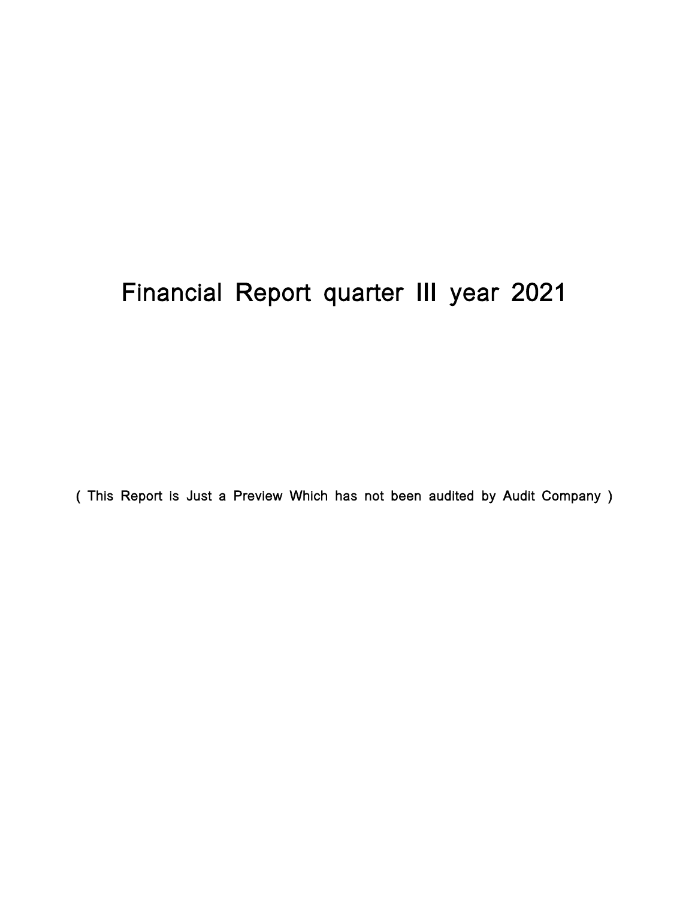# Financial Report quarter III year 2021

( This Report is Just a Preview Which has not been audited by Audit Company )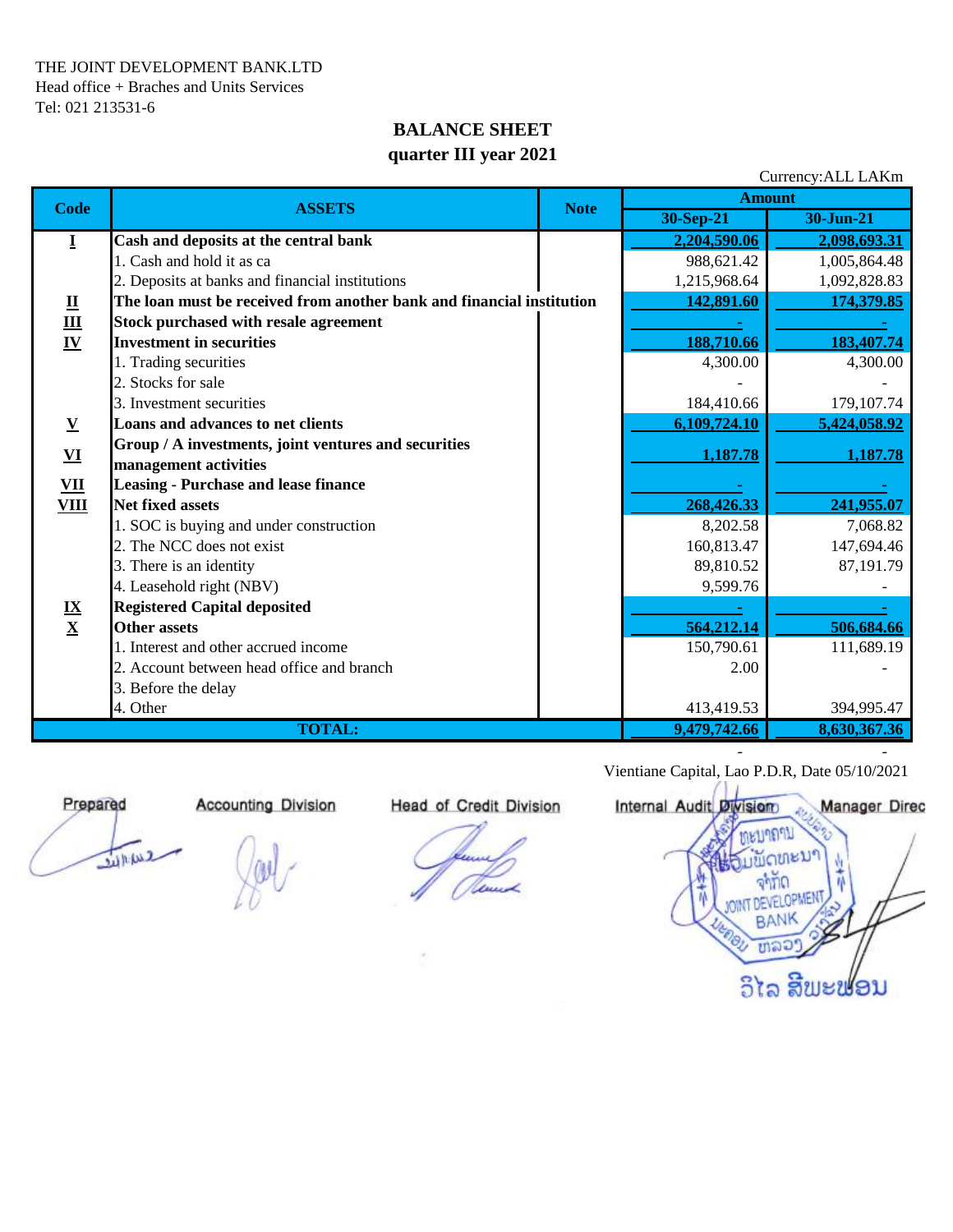THE JOINT DEVELOPMENT BANK.LTD
Head office + Braches and Units Services
Tel: 021 213531-6

## BALANCE SHEET
## quarter III year 2021

Currency:ALL LAKm

| Code | ASSETS | Note | Amount | |
|---|---|---|---|---|
| | | | 30-Sep-21 | 30-Jun-21 |
| **I** | **Cash and deposits at the central bank** | | **2,204,590.06** | **2,098,693.31** |
| | 1. Cash and hold it as ca | | 988,621.42 | 1,005,864.48 |
| | 2. Deposits at banks and financial institutions | | 1,215,968.64 | 1,092,828.83 |
| **II** | **The loan must be received from another bank and financial institution** | | **142,891.60** | **174,379.85** |
| **III** | **Stock purchased with resale agreement** | | **-** | **-** |
| **IV** | **Investment in securities** | | **188,710.66** | **183,407.74** |
| | 1. Trading securities | | 4,300.00 | 4,300.00 |
| | 2. Stocks for sale | | - | - |
| | 3. Investment securities | | 184,410.66 | 179,107.74 |
| **V** | **Loans and advances to net clients** | | **6,109,724.10** | **5,424,058.92** |
| **VI** | **Group / A investments, joint ventures and securities management activities** | | **1,187.78** | **1,187.78** |
| **VII** | **Leasing - Purchase and lease finance** | | **-** | **-** |
| **VIII** | **Net fixed assets** | | **268,426.33** | **241,955.07** |
| | 1. SOC is buying and under construction | | 8,202.58 | 7,068.82 |
| | 2. The NCC does not exist | | 160,813.47 | 147,694.46 |
| | 3. There is an identity | | 89,810.52 | 87,191.79 |
| | 4. Leasehold right (NBV) | | 9,599.76 | - |
| **IX** | **Registered Capital deposited** | | **-** | **-** |
| **X** | **Other assets** | | **564,212.14** | **506,684.66** |
| | 1. Interest and other accrued income | | 150,790.61 | 111,689.19 |
| | 2. Account between head office and branch | | 2.00 | - |
| | 3. Before the delay | | | |
| | 4. Other | | 413,419.53 | 394,995.47 |
| | **TOTAL:** | | **9,479,742.66** | **8,630,367.36** |

Vientiane Capital, Lao P.D.R, Date 05/10/2021

Prepared | Accounting Division | Head of Credit Division | Internal Audit Division | Manager Direc

JOINT DEVELOPMENT BANK

ວິໄລ ສີພະພອນ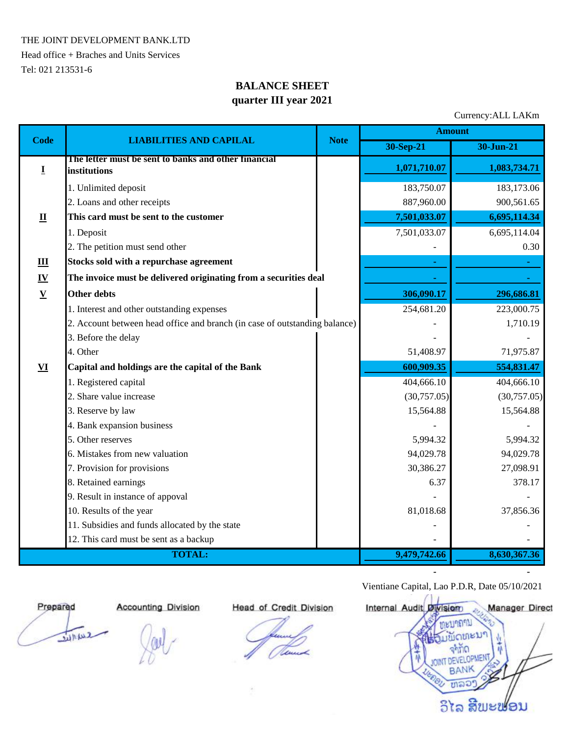THE JOINT DEVELOPMENT BANK.LTD

Head office + Braches and Units Services

Tel: 021 213531-6

# BALANCE SHEET
## quarter III year 2021

Currency:ALL LAKm

| Code | LIABILITIES AND CAPILAL | Note | Amount | |
|---|---|---|---|---|
| | | | 30-Sep-21 | 30-Jun-21 |
| **I** | **The letter must be sent to banks and other financial institutions** | | **1,071,710.07** | **1,083,734.71** |
| | 1. Unlimited deposit | | 183,750.07 | 183,173.06 |
| | 2. Loans and other receipts | | 887,960.00 | 900,561.65 |
| **II** | **This card must be sent to the customer** | | **7,501,033.07** | **6,695,114.34** |
| | 1. Deposit | | 7,501,033.07 | 6,695,114.04 |
| | 2. The petition must send other | | - | 0.30 |
| **III** | **Stocks sold with a repurchase agreement** | | **-** | **-** |
| **IV** | **The invoice must be delivered originating from a securities deal** | | **-** | **-** |
| **V** | **Other debts** | | **306,090.17** | **296,686.81** |
| | 1. Interest and other outstanding expenses | | 254,681.20 | 223,000.75 |
| | 2. Account between head office and branch (in case of outstanding balance) | | - | 1,710.19 |
| | 3. Before the delay | | - | - |
| | 4. Other | | 51,408.97 | 71,975.87 |
| **VI** | **Capital and holdings are the capital of the Bank** | | **600,909.35** | **554,831.47** |
| | 1. Registered capital | | 404,666.10 | 404,666.10 |
| | 2. Share value increase | | (30,757.05) | (30,757.05) |
| | 3. Reserve by law | | 15,564.88 | 15,564.88 |
| | 4. Bank expansion business | | - | - |
| | 5. Other reserves | | 5,994.32 | 5,994.32 |
| | 6. Mistakes from new valuation | | 94,029.78 | 94,029.78 |
| | 7. Provision for provisions | | 30,386.27 | 27,098.91 |
| | 8. Retained earnings | | 6.37 | 378.17 |
| | 9. Result in instance of appoval | | - | - |
| | 10. Results of the year | | 81,018.68 | 37,856.36 |
| | 11. Subsidies and funds allocated by the state | | - | - |
| | 12. This card must be sent as a backup | | - | - |
| | **TOTAL:** | | **9,479,742.66** | **8,630,367.36** |

Vientiane Capital, Lao P.D.R, Date 05/10/2021

| Prepared | Accounting Division | Head of Credit Division | Internal Audit Division | Manager Direct |
|---|---|---|---|---|

ວິໄລ ສີພະພອນ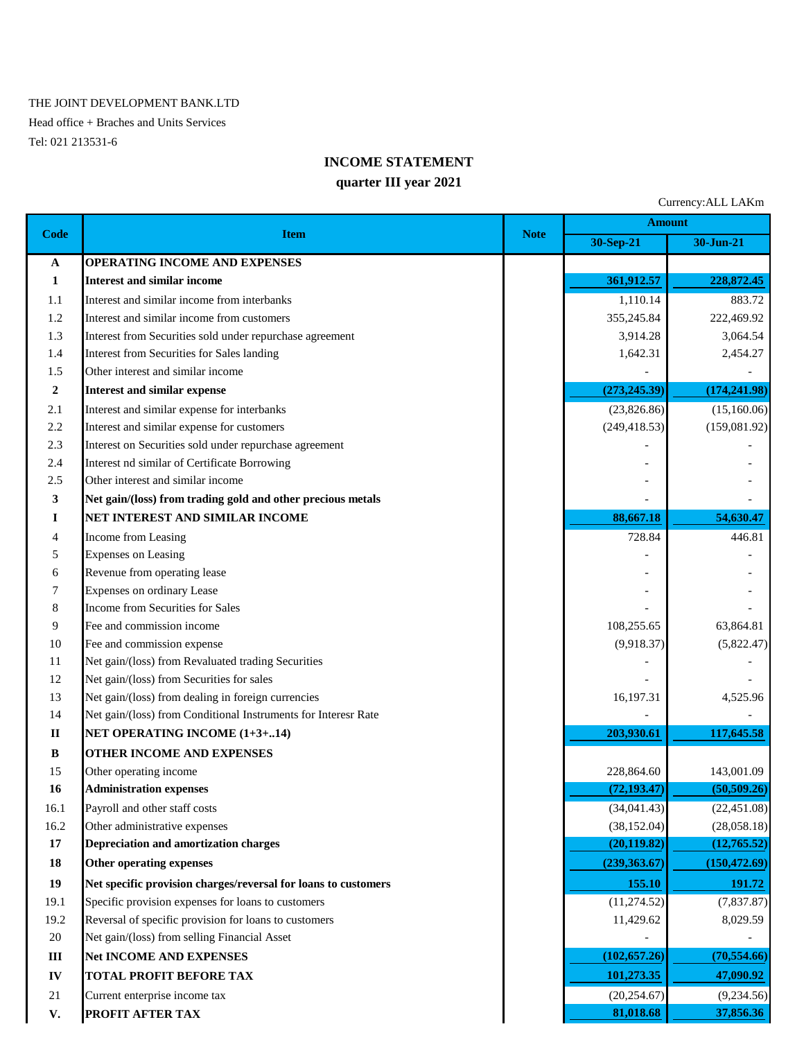THE JOINT DEVELOPMENT BANK.LTD

Head office + Braches and Units Services

Tel: 021 213531-6

## INCOME STATEMENT

### quarter III year 2021

Currency:ALL LAKm

| Code | Item | Note | Amount | |
|---|---|---|---|---|
| | | | 30-Sep-21 | 30-Jun-21 |
| **A** | **OPERATING INCOME AND EXPENSES** | | | |
| **1** | **Interest and similar income** | | **361,912.57** | **228,872.45** |
| 1.1 | Interest and similar income from interbanks | | 1,110.14 | 883.72 |
| 1.2 | Interest and similar income from customers | | 355,245.84 | 222,469.92 |
| 1.3 | Interest from Securities sold under repurchase agreement | | 3,914.28 | 3,064.54 |
| 1.4 | Interest from Securities for Sales landing | | 1,642.31 | 2,454.27 |
| 1.5 | Other interest and similar income | | - | - |
| **2** | **Interest and similar expense** | | **(273,245.39)** | **(174,241.98)** |
| 2.1 | Interest and similar expense for interbanks | | (23,826.86) | (15,160.06) |
| 2.2 | Interest and similar expense for customers | | (249,418.53) | (159,081.92) |
| 2.3 | Interest on Securities sold under repurchase agreement | | - | - |
| 2.4 | Interest nd similar of Certificate Borrowing | | - | - |
| 2.5 | Other interest and similar income | | - | - |
| **3** | **Net gain/(loss) from trading gold and other precious metals** | | - | - |
| **I** | **NET INTEREST AND SIMILAR INCOME** | | **88,667.18** | **54,630.47** |
| 4 | Income from Leasing | | 728.84 | 446.81 |
| 5 | Expenses on Leasing | | - | - |
| 6 | Revenue from operating lease | | - | - |
| 7 | Expenses on ordinary Lease | | - | - |
| 8 | Income from Securities for Sales | | - | - |
| 9 | Fee and commission income | | 108,255.65 | 63,864.81 |
| 10 | Fee and commission expense | | (9,918.37) | (5,822.47) |
| 11 | Net gain/(loss) from Revaluated trading Securities | | - | - |
| 12 | Net gain/(loss) from Securities for sales | | - | - |
| 13 | Net gain/(loss) from dealing in foreign currencies | | 16,197.31 | 4,525.96 |
| 14 | Net gain/(loss) from Conditional Instruments for Interesr Rate | | - | - |
| **II** | **NET OPERATING INCOME (1+3+..14)** | | **203,930.61** | **117,645.58** |
| **B** | **OTHER INCOME AND EXPENSES** | | | |
| 15 | Other operating income | | 228,864.60 | 143,001.09 |
| **16** | **Administration expenses** | | **(72,193.47)** | **(50,509.26)** |
| 16.1 | Payroll and other staff costs | | (34,041.43) | (22,451.08) |
| 16.2 | Other administrative expenses | | (38,152.04) | (28,058.18) |
| **17** | **Depreciation and amortization charges** | | **(20,119.82)** | **(12,765.52)** |
| **18** | **Other operating expenses** | | **(239,363.67)** | **(150,472.69)** |
| **19** | **Net specific provision charges/reversal for loans to customers** | | **155.10** | **191.72** |
| 19.1 | Specific provision expenses for loans to customers | | (11,274.52) | (7,837.87) |
| 19.2 | Reversal of specific provision for loans to customers | | 11,429.62 | 8,029.59 |
| 20 | Net gain/(loss) from selling Financial Asset | | - | - |
| **III** | **Net INCOME AND EXPENSES** | | **(102,657.26)** | **(70,554.66)** |
| **IV** | **TOTAL PROFIT BEFORE TAX** | | **101,273.35** | **47,090.92** |
| 21 | Current enterprise income tax | | (20,254.67) | (9,234.56) |
| **V.** | **PROFIT AFTER TAX** | | **81,018.68** | **37,856.36** |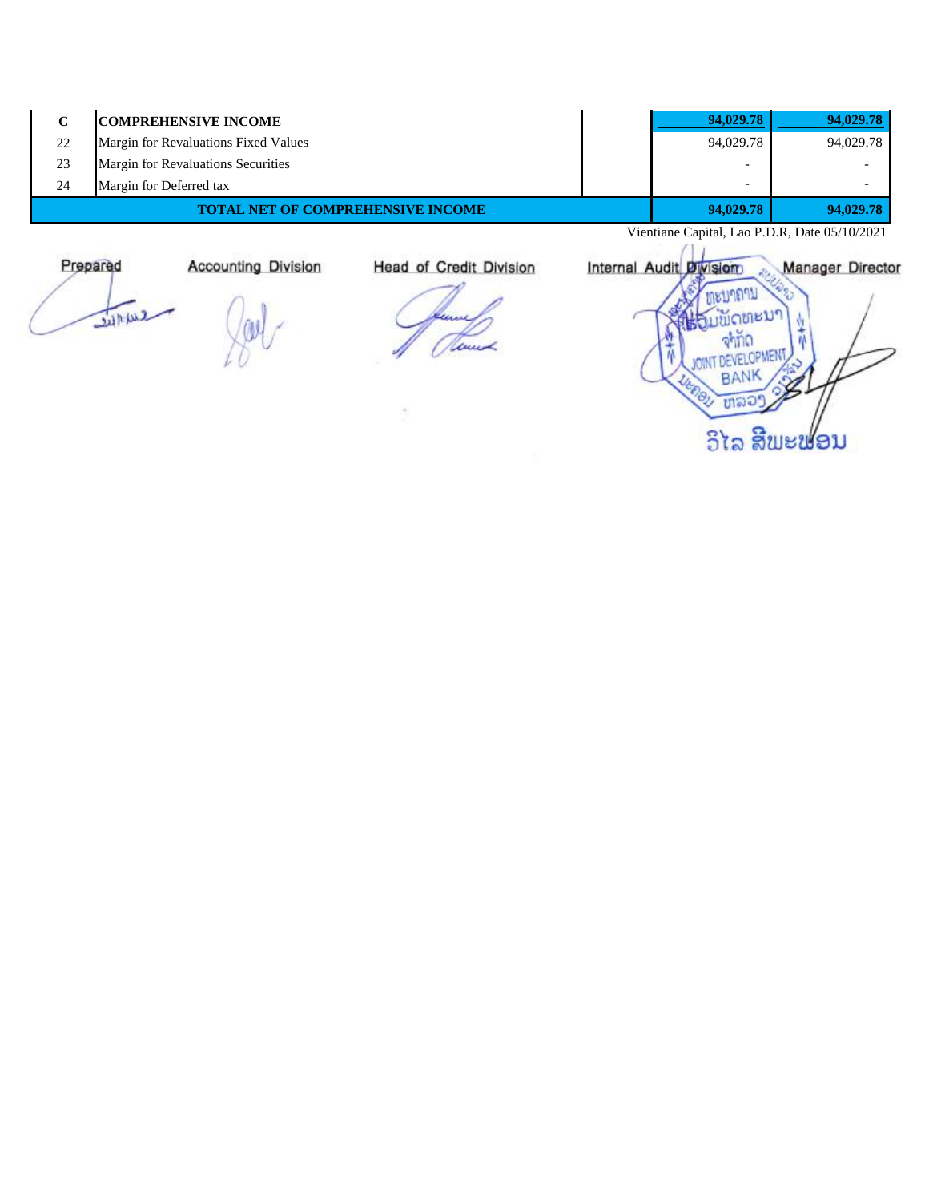| | | | | |
|---|---|---|---|---|
| **C** | **COMPREHENSIVE INCOME** | | **94,029.78** | **94,029.78** |
| 22 | Margin for Revaluations Fixed Values | | 94,029.78 | 94,029.78 |
| 23 | Margin for Revaluations Securities | | - | - |
| 24 | Margin for Deferred tax | | - | - |
| | **TOTAL NET OF COMPREHENSIVE INCOME** | | **94,029.78** | **94,029.78** |

Vientiane Capital, Lao P.D.R, Date 05/10/2021

| Prepared | Accounting Division | Head of Credit Division | Internal Audit Division | Manager Director |
|---|---|---|---|---|
| | | | | ວິໄລ ສີພະພອນ |

ທະນາຄານ ຮ່ວມພັດທະນາ ຈຳກັດ

JOINT DEVELOPMENT BANK